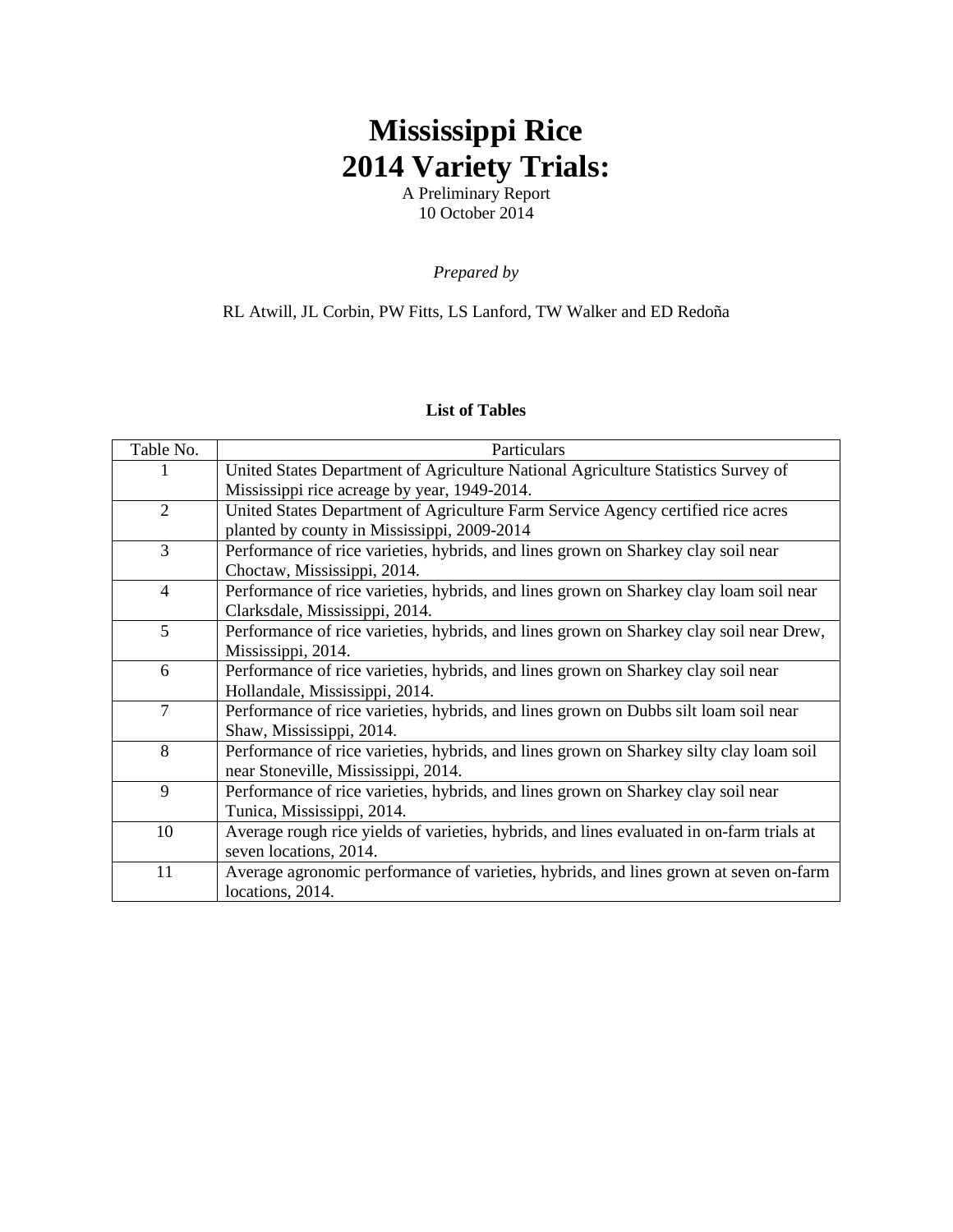# Mississippi Rice
# 2014 Variety Trials:

A Preliminary Report
10 October 2014

*Prepared by*

RL Atwill, JL Corbin, PW Fitts, LS Lanford, TW Walker and ED Redoña

**List of Tables**

| Table No. | Particulars |
|---|---|
| 1 | United States Department of Agriculture National Agriculture Statistics Survey of Mississippi rice acreage by year, 1949-2014. |
| 2 | United States Department of Agriculture Farm Service Agency certified rice acres planted by county in Mississippi, 2009-2014 |
| 3 | Performance of rice varieties, hybrids, and lines grown on Sharkey clay soil near Choctaw, Mississippi, 2014. |
| 4 | Performance of rice varieties, hybrids, and lines grown on Sharkey clay loam soil near Clarksdale, Mississippi, 2014. |
| 5 | Performance of rice varieties, hybrids, and lines grown on Sharkey clay soil near Drew, Mississippi, 2014. |
| 6 | Performance of rice varieties, hybrids, and lines grown on Sharkey clay soil near Hollandale, Mississippi, 2014. |
| 7 | Performance of rice varieties, hybrids, and lines grown on Dubbs silt loam soil near Shaw, Mississippi, 2014. |
| 8 | Performance of rice varieties, hybrids, and lines grown on Sharkey silty clay loam soil near Stoneville, Mississippi, 2014. |
| 9 | Performance of rice varieties, hybrids, and lines grown on Sharkey clay soil near Tunica, Mississippi, 2014. |
| 10 | Average rough rice yields of varieties, hybrids, and lines evaluated in on-farm trials at seven locations, 2014. |
| 11 | Average agronomic performance of varieties, hybrids, and lines grown at seven on-farm locations, 2014. |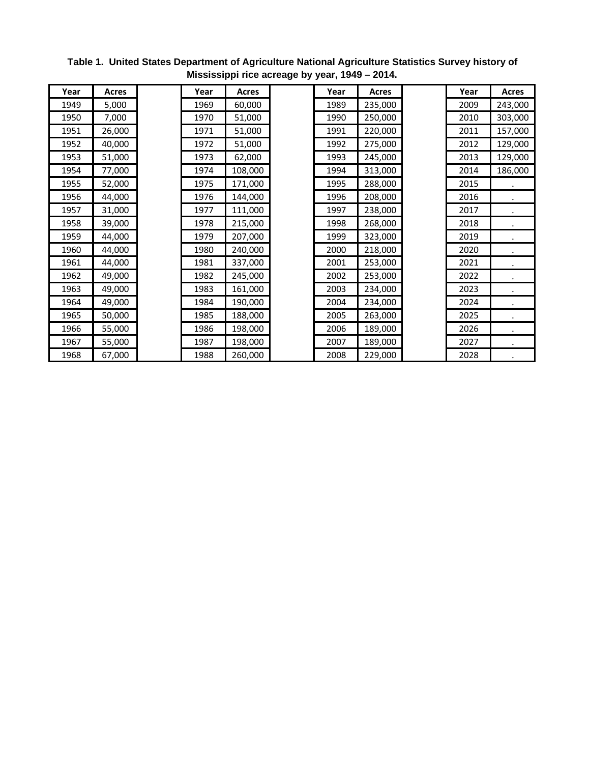**Table 1. United States Department of Agriculture National Agriculture Statistics Survey history of Mississippi rice acreage by year, 1949 – 2014.**

| Year | Acres | | Year | Acres | | Year | Acres | | Year | Acres |
|---|---|---|---|---|---|---|---|---|---|---|
| 1949 | 5,000 | | 1969 | 60,000 | | 1989 | 235,000 | | 2009 | 243,000 |
| 1950 | 7,000 | | 1970 | 51,000 | | 1990 | 250,000 | | 2010 | 303,000 |
| 1951 | 26,000 | | 1971 | 51,000 | | 1991 | 220,000 | | 2011 | 157,000 |
| 1952 | 40,000 | | 1972 | 51,000 | | 1992 | 275,000 | | 2012 | 129,000 |
| 1953 | 51,000 | | 1973 | 62,000 | | 1993 | 245,000 | | 2013 | 129,000 |
| 1954 | 77,000 | | 1974 | 108,000 | | 1994 | 313,000 | | 2014 | 186,000 |
| 1955 | 52,000 | | 1975 | 171,000 | | 1995 | 288,000 | | 2015 | . |
| 1956 | 44,000 | | 1976 | 144,000 | | 1996 | 208,000 | | 2016 | . |
| 1957 | 31,000 | | 1977 | 111,000 | | 1997 | 238,000 | | 2017 | . |
| 1958 | 39,000 | | 1978 | 215,000 | | 1998 | 268,000 | | 2018 | . |
| 1959 | 44,000 | | 1979 | 207,000 | | 1999 | 323,000 | | 2019 | . |
| 1960 | 44,000 | | 1980 | 240,000 | | 2000 | 218,000 | | 2020 | . |
| 1961 | 44,000 | | 1981 | 337,000 | | 2001 | 253,000 | | 2021 | . |
| 1962 | 49,000 | | 1982 | 245,000 | | 2002 | 253,000 | | 2022 | . |
| 1963 | 49,000 | | 1983 | 161,000 | | 2003 | 234,000 | | 2023 | . |
| 1964 | 49,000 | | 1984 | 190,000 | | 2004 | 234,000 | | 2024 | . |
| 1965 | 50,000 | | 1985 | 188,000 | | 2005 | 263,000 | | 2025 | . |
| 1966 | 55,000 | | 1986 | 198,000 | | 2006 | 189,000 | | 2026 | . |
| 1967 | 55,000 | | 1987 | 198,000 | | 2007 | 189,000 | | 2027 | . |
| 1968 | 67,000 | | 1988 | 260,000 | | 2008 | 229,000 | | 2028 | . |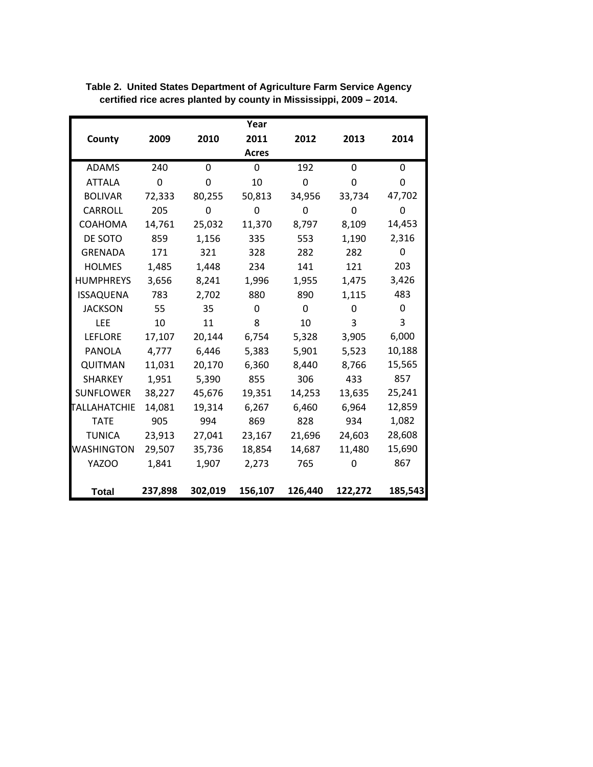**Table 2. United States Department of Agriculture Farm Service Agency certified rice acres planted by county in Mississippi, 2009 – 2014.**

| County | 2009 | 2010 | 2011 | 2012 | 2013 | 2014 |
|---|---|---|---|---|---|---|
| | | | Acres | | | |
| ADAMS | 240 | 0 | 0 | 192 | 0 | 0 |
| ATTALA | 0 | 0 | 10 | 0 | 0 | 0 |
| BOLIVAR | 72,333 | 80,255 | 50,813 | 34,956 | 33,734 | 47,702 |
| CARROLL | 205 | 0 | 0 | 0 | 0 | 0 |
| COAHOMA | 14,761 | 25,032 | 11,370 | 8,797 | 8,109 | 14,453 |
| DE SOTO | 859 | 1,156 | 335 | 553 | 1,190 | 2,316 |
| GRENADA | 171 | 321 | 328 | 282 | 282 | 0 |
| HOLMES | 1,485 | 1,448 | 234 | 141 | 121 | 203 |
| HUMPHREYS | 3,656 | 8,241 | 1,996 | 1,955 | 1,475 | 3,426 |
| ISSAQUENA | 783 | 2,702 | 880 | 890 | 1,115 | 483 |
| JACKSON | 55 | 35 | 0 | 0 | 0 | 0 |
| LEE | 10 | 11 | 8 | 10 | 3 | 3 |
| LEFLORE | 17,107 | 20,144 | 6,754 | 5,328 | 3,905 | 6,000 |
| PANOLA | 4,777 | 6,446 | 5,383 | 5,901 | 5,523 | 10,188 |
| QUITMAN | 11,031 | 20,170 | 6,360 | 8,440 | 8,766 | 15,565 |
| SHARKEY | 1,951 | 5,390 | 855 | 306 | 433 | 857 |
| SUNFLOWER | 38,227 | 45,676 | 19,351 | 14,253 | 13,635 | 25,241 |
| TALLAHATCHIE | 14,081 | 19,314 | 6,267 | 6,460 | 6,964 | 12,859 |
| TATE | 905 | 994 | 869 | 828 | 934 | 1,082 |
| TUNICA | 23,913 | 27,041 | 23,167 | 21,696 | 24,603 | 28,608 |
| WASHINGTON | 29,507 | 35,736 | 18,854 | 14,687 | 11,480 | 15,690 |
| YAZOO | 1,841 | 1,907 | 2,273 | 765 | 0 | 867 |
| **Total** | **237,898** | **302,019** | **156,107** | **126,440** | **122,272** | **185,543** |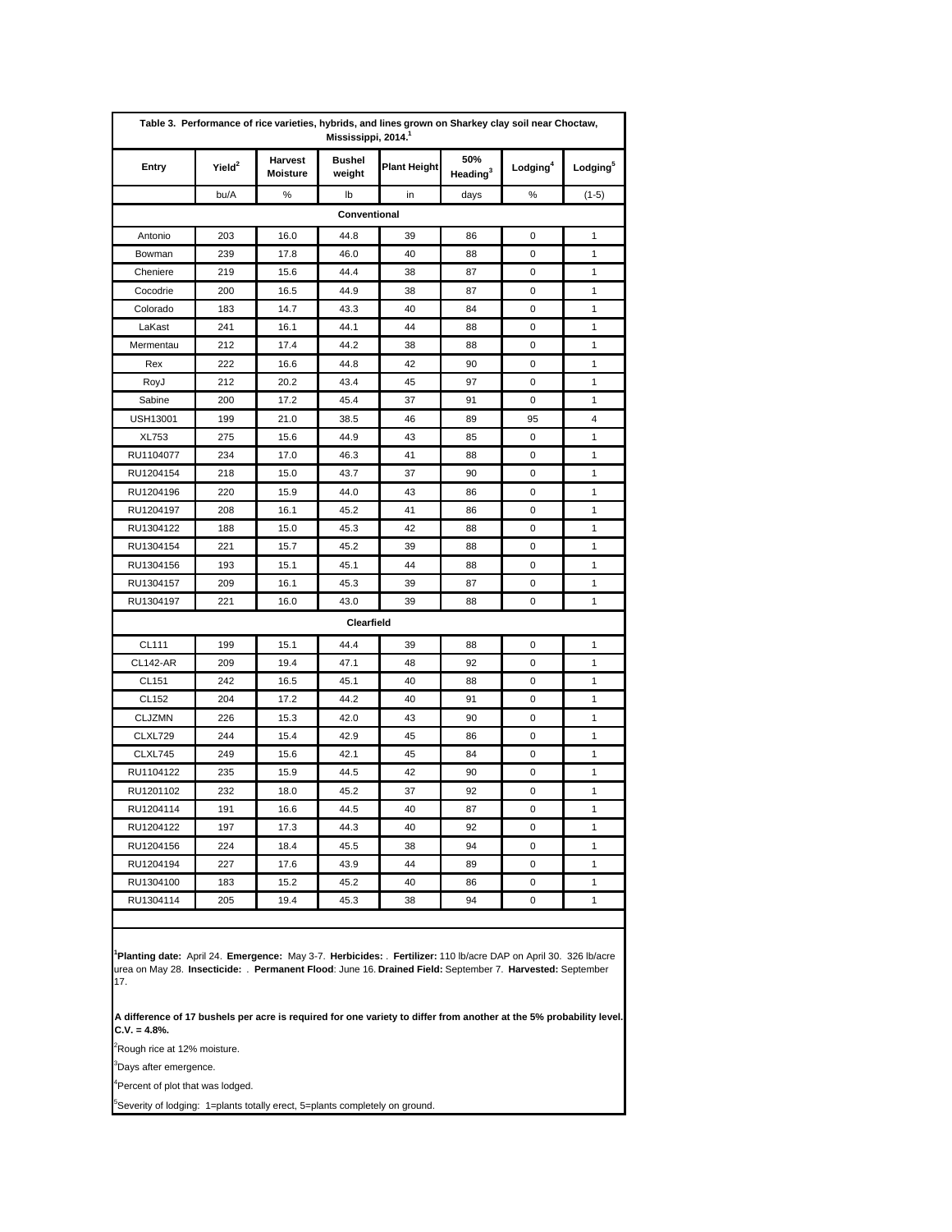**Table 3. Performance of rice varieties, hybrids, and lines grown on Sharkey clay soil near Choctaw, Mississippi, 2014.[1]**

| Entry | Yield[2] | Harvest Moisture | Bushel weight | Plant Height | 50% Heading[3] | Lodging[4] | Lodging[5] |
|---|---|---|---|---|---|---|---|
| | bu/A | % | lb | in | days | % | (1-5) |
| **Conventional** | | | | | | | |
| Antonio | 203 | 16.0 | 44.8 | 39 | 86 | 0 | 1 |
| Bowman | 239 | 17.8 | 46.0 | 40 | 88 | 0 | 1 |
| Cheniere | 219 | 15.6 | 44.4 | 38 | 87 | 0 | 1 |
| Cocodrie | 200 | 16.5 | 44.9 | 38 | 87 | 0 | 1 |
| Colorado | 183 | 14.7 | 43.3 | 40 | 84 | 0 | 1 |
| LaKast | 241 | 16.1 | 44.1 | 44 | 88 | 0 | 1 |
| Mermentau | 212 | 17.4 | 44.2 | 38 | 88 | 0 | 1 |
| Rex | 222 | 16.6 | 44.8 | 42 | 90 | 0 | 1 |
| RoyJ | 212 | 20.2 | 43.4 | 45 | 97 | 0 | 1 |
| Sabine | 200 | 17.2 | 45.4 | 37 | 91 | 0 | 1 |
| USH13001 | 199 | 21.0 | 38.5 | 46 | 89 | 95 | 4 |
| XL753 | 275 | 15.6 | 44.9 | 43 | 85 | 0 | 1 |
| RU1104077 | 234 | 17.0 | 46.3 | 41 | 88 | 0 | 1 |
| RU1204154 | 218 | 15.0 | 43.7 | 37 | 90 | 0 | 1 |
| RU1204196 | 220 | 15.9 | 44.0 | 43 | 86 | 0 | 1 |
| RU1204197 | 208 | 16.1 | 45.2 | 41 | 86 | 0 | 1 |
| RU1304122 | 188 | 15.0 | 45.3 | 42 | 88 | 0 | 1 |
| RU1304154 | 221 | 15.7 | 45.2 | 39 | 88 | 0 | 1 |
| RU1304156 | 193 | 15.1 | 45.1 | 44 | 88 | 0 | 1 |
| RU1304157 | 209 | 16.1 | 45.3 | 39 | 87 | 0 | 1 |
| RU1304197 | 221 | 16.0 | 43.0 | 39 | 88 | 0 | 1 |
| **Clearfield** | | | | | | | |
| CL111 | 199 | 15.1 | 44.4 | 39 | 88 | 0 | 1 |
| CL142-AR | 209 | 19.4 | 47.1 | 48 | 92 | 0 | 1 |
| CL151 | 242 | 16.5 | 45.1 | 40 | 88 | 0 | 1 |
| CL152 | 204 | 17.2 | 44.2 | 40 | 91 | 0 | 1 |
| CLJZMN | 226 | 15.3 | 42.0 | 43 | 90 | 0 | 1 |
| CLXL729 | 244 | 15.4 | 42.9 | 45 | 86 | 0 | 1 |
| CLXL745 | 249 | 15.6 | 42.1 | 45 | 84 | 0 | 1 |
| RU1104122 | 235 | 15.9 | 44.5 | 42 | 90 | 0 | 1 |
| RU1201102 | 232 | 18.0 | 45.2 | 37 | 92 | 0 | 1 |
| RU1204114 | 191 | 16.6 | 44.5 | 40 | 87 | 0 | 1 |
| RU1204122 | 197 | 17.3 | 44.3 | 40 | 92 | 0 | 1 |
| RU1204156 | 224 | 18.4 | 45.5 | 38 | 94 | 0 | 1 |
| RU1204194 | 227 | 17.6 | 43.9 | 44 | 89 | 0 | 1 |
| RU1304100 | 183 | 15.2 | 45.2 | 40 | 86 | 0 | 1 |
| RU1304114 | 205 | 19.4 | 45.3 | 38 | 94 | 0 | 1 |

[1]**Planting date:** April 24. **Emergence:** May 3-7. **Herbicides:** . **Fertilizer:** 110 lb/acre DAP on April 30. 326 lb/acre urea on May 28. **Insecticide:** . **Permanent Flood**: June 16. **Drained Field:** September 7. **Harvested:** September 17.

**A difference of 17 bushels per acre is required for one variety to differ from another at the 5% probability level. C.V. = 4.8%.**

[2]Rough rice at 12% moisture.

[3]Days after emergence.

[4]Percent of plot that was lodged.

[5]Severity of lodging: 1=plants totally erect, 5=plants completely on ground.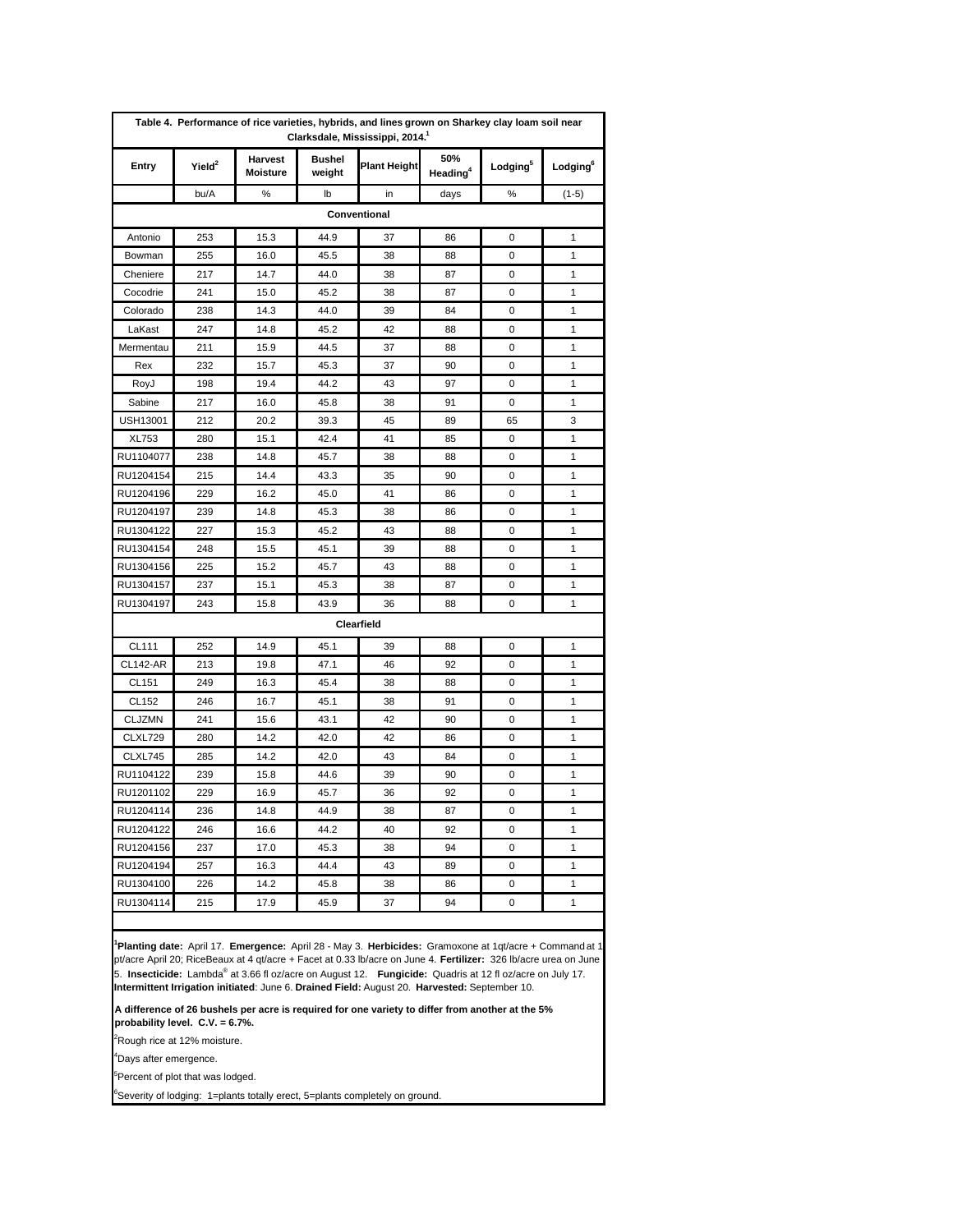**Table 4. Performance of rice varieties, hybrids, and lines grown on Sharkey clay loam soil near Clarksdale, Mississippi, 2014.[1]**

| Entry | Yield[2] | Harvest Moisture | Bushel weight | Plant Height | 50% Heading[4] | Lodging[5] | Lodging[6] |
|---|---|---|---|---|---|---|---|
| | bu/A | % | lb | in | days | % | (1-5) |
| **Conventional** | | | | | | | |
| Antonio | 253 | 15.3 | 44.9 | 37 | 86 | 0 | 1 |
| Bowman | 255 | 16.0 | 45.5 | 38 | 88 | 0 | 1 |
| Cheniere | 217 | 14.7 | 44.0 | 38 | 87 | 0 | 1 |
| Cocodrie | 241 | 15.0 | 45.2 | 38 | 87 | 0 | 1 |
| Colorado | 238 | 14.3 | 44.0 | 39 | 84 | 0 | 1 |
| LaKast | 247 | 14.8 | 45.2 | 42 | 88 | 0 | 1 |
| Mermentau | 211 | 15.9 | 44.5 | 37 | 88 | 0 | 1 |
| Rex | 232 | 15.7 | 45.3 | 37 | 90 | 0 | 1 |
| RoyJ | 198 | 19.4 | 44.2 | 43 | 97 | 0 | 1 |
| Sabine | 217 | 16.0 | 45.8 | 38 | 91 | 0 | 1 |
| USH13001 | 212 | 20.2 | 39.3 | 45 | 89 | 65 | 3 |
| XL753 | 280 | 15.1 | 42.4 | 41 | 85 | 0 | 1 |
| RU1104077 | 238 | 14.8 | 45.7 | 38 | 88 | 0 | 1 |
| RU1204154 | 215 | 14.4 | 43.3 | 35 | 90 | 0 | 1 |
| RU1204196 | 229 | 16.2 | 45.0 | 41 | 86 | 0 | 1 |
| RU1204197 | 239 | 14.8 | 45.3 | 38 | 86 | 0 | 1 |
| RU1304122 | 227 | 15.3 | 45.2 | 43 | 88 | 0 | 1 |
| RU1304154 | 248 | 15.5 | 45.1 | 39 | 88 | 0 | 1 |
| RU1304156 | 225 | 15.2 | 45.7 | 43 | 88 | 0 | 1 |
| RU1304157 | 237 | 15.1 | 45.3 | 38 | 87 | 0 | 1 |
| RU1304197 | 243 | 15.8 | 43.9 | 36 | 88 | 0 | 1 |
| **Clearfield** | | | | | | | |
| CL111 | 252 | 14.9 | 45.1 | 39 | 88 | 0 | 1 |
| CL142-AR | 213 | 19.8 | 47.1 | 46 | 92 | 0 | 1 |
| CL151 | 249 | 16.3 | 45.4 | 38 | 88 | 0 | 1 |
| CL152 | 246 | 16.7 | 45.1 | 38 | 91 | 0 | 1 |
| CLJZMN | 241 | 15.6 | 43.1 | 42 | 90 | 0 | 1 |
| CLXL729 | 280 | 14.2 | 42.0 | 42 | 86 | 0 | 1 |
| CLXL745 | 285 | 14.2 | 42.0 | 43 | 84 | 0 | 1 |
| RU1104122 | 239 | 15.8 | 44.6 | 39 | 90 | 0 | 1 |
| RU1201102 | 229 | 16.9 | 45.7 | 36 | 92 | 0 | 1 |
| RU1204114 | 236 | 14.8 | 44.9 | 38 | 87 | 0 | 1 |
| RU1204122 | 246 | 16.6 | 44.2 | 40 | 92 | 0 | 1 |
| RU1204156 | 237 | 17.0 | 45.3 | 38 | 94 | 0 | 1 |
| RU1204194 | 257 | 16.3 | 44.4 | 43 | 89 | 0 | 1 |
| RU1304100 | 226 | 14.2 | 45.8 | 38 | 86 | 0 | 1 |
| RU1304114 | 215 | 17.9 | 45.9 | 37 | 94 | 0 | 1 |

[1]**Planting date:** April 17. **Emergence:** April 28 - May 3. **Herbicides:** Gramoxone at 1qt/acre + Command at 1 pt/acre April 20; RiceBeaux at 4 qt/acre + Facet at 0.33 lb/acre on June 4. **Fertilizer:** 326 lb/acre urea on June 5. **Insecticide:** Lambda® at 3.66 fl oz/acre on August 12. **Fungicide:** Quadris at 12 fl oz/acre on July 17. **Intermittent Irrigation initiated**: June 6. **Drained Field:** August 20. **Harvested:** September 10.

**A difference of 26 bushels per acre is required for one variety to differ from another at the 5% probability level. C.V. = 6.7%.**

[2]Rough rice at 12% moisture.

[4]Days after emergence.

[5]Percent of plot that was lodged.

[6]Severity of lodging: 1=plants totally erect, 5=plants completely on ground.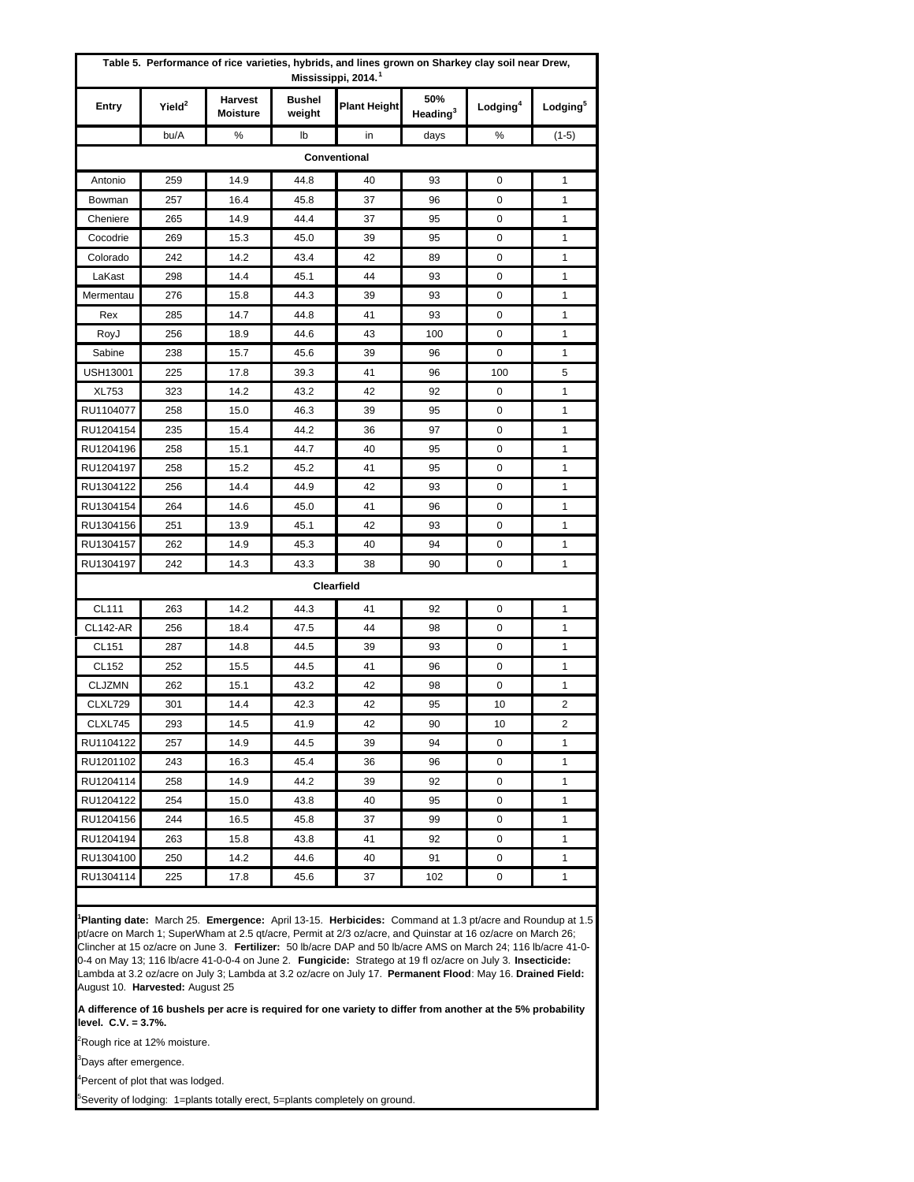**Table 5. Performance of rice varieties, hybrids, and lines grown on Sharkey clay soil near Drew, Mississippi, 2014.[1]**

| Entry | Yield[2] | Harvest Moisture | Bushel weight | Plant Height | 50% Heading[3] | Lodging[4] | Lodging[5] |
|---|---|---|---|---|---|---|---|
| | bu/A | % | lb | in | days | % | (1-5) |
| **Conventional** | | | | | | | |
| Antonio | 259 | 14.9 | 44.8 | 40 | 93 | 0 | 1 |
| Bowman | 257 | 16.4 | 45.8 | 37 | 96 | 0 | 1 |
| Cheniere | 265 | 14.9 | 44.4 | 37 | 95 | 0 | 1 |
| Cocodrie | 269 | 15.3 | 45.0 | 39 | 95 | 0 | 1 |
| Colorado | 242 | 14.2 | 43.4 | 42 | 89 | 0 | 1 |
| LaKast | 298 | 14.4 | 45.1 | 44 | 93 | 0 | 1 |
| Mermentau | 276 | 15.8 | 44.3 | 39 | 93 | 0 | 1 |
| Rex | 285 | 14.7 | 44.8 | 41 | 93 | 0 | 1 |
| RoyJ | 256 | 18.9 | 44.6 | 43 | 100 | 0 | 1 |
| Sabine | 238 | 15.7 | 45.6 | 39 | 96 | 0 | 1 |
| USH13001 | 225 | 17.8 | 39.3 | 41 | 96 | 100 | 5 |
| XL753 | 323 | 14.2 | 43.2 | 42 | 92 | 0 | 1 |
| RU1104077 | 258 | 15.0 | 46.3 | 39 | 95 | 0 | 1 |
| RU1204154 | 235 | 15.4 | 44.2 | 36 | 97 | 0 | 1 |
| RU1204196 | 258 | 15.1 | 44.7 | 40 | 95 | 0 | 1 |
| RU1204197 | 258 | 15.2 | 45.2 | 41 | 95 | 0 | 1 |
| RU1304122 | 256 | 14.4 | 44.9 | 42 | 93 | 0 | 1 |
| RU1304154 | 264 | 14.6 | 45.0 | 41 | 96 | 0 | 1 |
| RU1304156 | 251 | 13.9 | 45.1 | 42 | 93 | 0 | 1 |
| RU1304157 | 262 | 14.9 | 45.3 | 40 | 94 | 0 | 1 |
| RU1304197 | 242 | 14.3 | 43.3 | 38 | 90 | 0 | 1 |
| **Clearfield** | | | | | | | |
| CL111 | 263 | 14.2 | 44.3 | 41 | 92 | 0 | 1 |
| CL142-AR | 256 | 18.4 | 47.5 | 44 | 98 | 0 | 1 |
| CL151 | 287 | 14.8 | 44.5 | 39 | 93 | 0 | 1 |
| CL152 | 252 | 15.5 | 44.5 | 41 | 96 | 0 | 1 |
| CLJZMN | 262 | 15.1 | 43.2 | 42 | 98 | 0 | 1 |
| CLXL729 | 301 | 14.4 | 42.3 | 42 | 95 | 10 | 2 |
| CLXL745 | 293 | 14.5 | 41.9 | 42 | 90 | 10 | 2 |
| RU1104122 | 257 | 14.9 | 44.5 | 39 | 94 | 0 | 1 |
| RU1201102 | 243 | 16.3 | 45.4 | 36 | 96 | 0 | 1 |
| RU1204114 | 258 | 14.9 | 44.2 | 39 | 92 | 0 | 1 |
| RU1204122 | 254 | 15.0 | 43.8 | 40 | 95 | 0 | 1 |
| RU1204156 | 244 | 16.5 | 45.8 | 37 | 99 | 0 | 1 |
| RU1204194 | 263 | 15.8 | 43.8 | 41 | 92 | 0 | 1 |
| RU1304100 | 250 | 14.2 | 44.6 | 40 | 91 | 0 | 1 |
| RU1304114 | 225 | 17.8 | 45.6 | 37 | 102 | 0 | 1 |

[1]**Planting date:** March 25. **Emergence:** April 13-15. **Herbicides:** Command at 1.3 pt/acre and Roundup at 1.5 pt/acre on March 1; SuperWham at 2.5 qt/acre, Permit at 2/3 oz/acre, and Quinstar at 16 oz/acre on March 26; Clincher at 15 oz/acre on June 3. **Fertilizer:** 50 lb/acre DAP and 50 lb/acre AMS on March 24; 116 lb/acre 41-0-0-4 on May 13; 116 lb/acre 41-0-0-4 on June 2. **Fungicide:** Stratego at 19 fl oz/acre on July 3. **Insecticide:** Lambda at 3.2 oz/acre on July 3; Lambda at 3.2 oz/acre on July 17. **Permanent Flood**: May 16. **Drained Field:** August 10. **Harvested:** August 25

**A difference of 16 bushels per acre is required for one variety to differ from another at the 5% probability level. C.V. = 3.7%.**

[2]Rough rice at 12% moisture.

[3]Days after emergence.

[4]Percent of plot that was lodged.

[5]Severity of lodging: 1=plants totally erect, 5=plants completely on ground.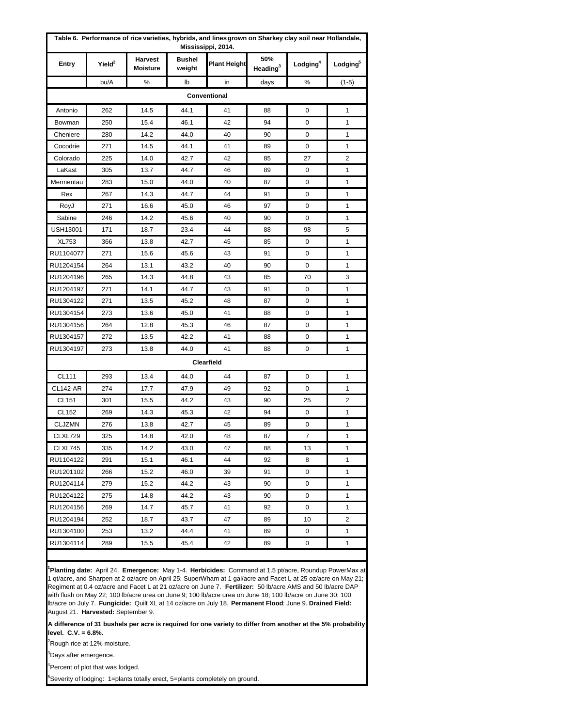**Table 6. Performance of rice varieties, hybrids, and lines grown on Sharkey clay soil near Hollandale, Mississippi, 2014.**

| Entry | Yield[2] | Harvest Moisture | Bushel weight | Plant Height | 50% Heading[3] | Lodging[4] | Lodging[5] |
|---|---|---|---|---|---|---|---|
| | bu/A | % | lb | in | days | % | (1-5) |
| **Conventional** | | | | | | | |
| Antonio | 262 | 14.5 | 44.1 | 41 | 88 | 0 | 1 |
| Bowman | 250 | 15.4 | 46.1 | 42 | 94 | 0 | 1 |
| Cheniere | 280 | 14.2 | 44.0 | 40 | 90 | 0 | 1 |
| Cocodrie | 271 | 14.5 | 44.1 | 41 | 89 | 0 | 1 |
| Colorado | 225 | 14.0 | 42.7 | 42 | 85 | 27 | 2 |
| LaKast | 305 | 13.7 | 44.7 | 46 | 89 | 0 | 1 |
| Mermentau | 283 | 15.0 | 44.0 | 40 | 87 | 0 | 1 |
| Rex | 267 | 14.3 | 44.7 | 44 | 91 | 0 | 1 |
| RoyJ | 271 | 16.6 | 45.0 | 46 | 97 | 0 | 1 |
| Sabine | 246 | 14.2 | 45.6 | 40 | 90 | 0 | 1 |
| USH13001 | 171 | 18.7 | 23.4 | 44 | 88 | 98 | 5 |
| XL753 | 366 | 13.8 | 42.7 | 45 | 85 | 0 | 1 |
| RU1104077 | 271 | 15.6 | 45.6 | 43 | 91 | 0 | 1 |
| RU1204154 | 264 | 13.1 | 43.2 | 40 | 90 | 0 | 1 |
| RU1204196 | 265 | 14.3 | 44.8 | 43 | 85 | 70 | 3 |
| RU1204197 | 271 | 14.1 | 44.7 | 43 | 91 | 0 | 1 |
| RU1304122 | 271 | 13.5 | 45.2 | 48 | 87 | 0 | 1 |
| RU1304154 | 273 | 13.6 | 45.0 | 41 | 88 | 0 | 1 |
| RU1304156 | 264 | 12.8 | 45.3 | 46 | 87 | 0 | 1 |
| RU1304157 | 272 | 13.5 | 42.2 | 41 | 88 | 0 | 1 |
| RU1304197 | 273 | 13.8 | 44.0 | 41 | 88 | 0 | 1 |
| **Clearfield** | | | | | | | |
| CL111 | 293 | 13.4 | 44.0 | 44 | 87 | 0 | 1 |
| CL142-AR | 274 | 17.7 | 47.9 | 49 | 92 | 0 | 1 |
| CL151 | 301 | 15.5 | 44.2 | 43 | 90 | 25 | 2 |
| CL152 | 269 | 14.3 | 45.3 | 42 | 94 | 0 | 1 |
| CLJZMN | 276 | 13.8 | 42.7 | 45 | 89 | 0 | 1 |
| CLXL729 | 325 | 14.8 | 42.0 | 48 | 87 | 7 | 1 |
| CLXL745 | 335 | 14.2 | 43.0 | 47 | 88 | 13 | 1 |
| RU1104122 | 291 | 15.1 | 46.1 | 44 | 92 | 8 | 1 |
| RU1201102 | 266 | 15.2 | 46.0 | 39 | 91 | 0 | 1 |
| RU1204114 | 279 | 15.2 | 44.2 | 43 | 90 | 0 | 1 |
| RU1204122 | 275 | 14.8 | 44.2 | 43 | 90 | 0 | 1 |
| RU1204156 | 269 | 14.7 | 45.7 | 41 | 92 | 0 | 1 |
| RU1204194 | 252 | 18.7 | 43.7 | 47 | 89 | 10 | 2 |
| RU1304100 | 253 | 13.2 | 44.4 | 41 | 89 | 0 | 1 |
| RU1304114 | 289 | 15.5 | 45.4 | 42 | 89 | 0 | 1 |

[1]**Planting date:** April 24. **Emergence:** May 1-4. **Herbicides:** Command at 1.5 pt/acre, Roundup PowerMax at 1 qt/acre, and Sharpen at 2 oz/acre on April 25; SuperWham at 1 gal/acre and Facet L at 25 oz/acre on May 21; Regiment at 0.4 oz/acre and Facet L at 21 oz/acre on June 7. **Fertilizer:** 50 lb/acre AMS and 50 lb/acre DAP with flush on May 22; 100 lb/acre urea on June 9; 100 lb/acre urea on June 18; 100 lb/acre on June 30; 100 lb/acre on July 7. **Fungicide:** Quilt XL at 14 oz/acre on July 18. **Permanent Flood**: June 9. **Drained Field:** August 21. **Harvested:** September 9.

**A difference of 31 bushels per acre is required for one variety to differ from another at the 5% probability level. C.V. = 6.8%.**

[2]Rough rice at 12% moisture.

[3]Days after emergence.

[4]Percent of plot that was lodged.

[5]Severity of lodging: 1=plants totally erect, 5=plants completely on ground.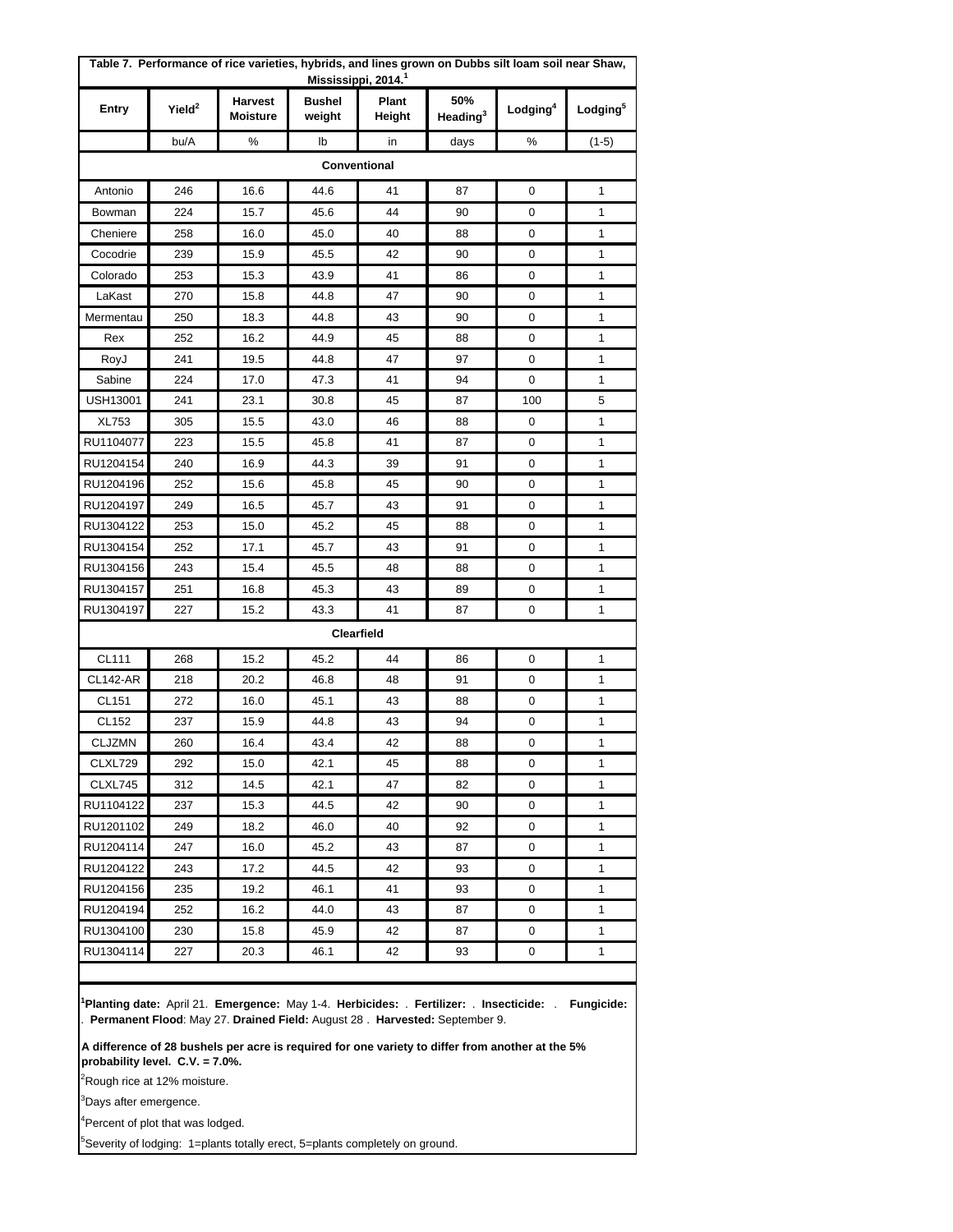**Table 7. Performance of rice varieties, hybrids, and lines grown on Dubbs silt loam soil near Shaw, Mississippi, 2014.[1]**

| Entry | Yield[2] | Harvest Moisture | Bushel weight | Plant Height | 50% Heading[3] | Lodging[4] | Lodging[5] |
|---|---|---|---|---|---|---|---|
| | bu/A | % | lb | in | days | % | (1-5) |
| **Conventional** | | | | | | | |
| Antonio | 246 | 16.6 | 44.6 | 41 | 87 | 0 | 1 |
| Bowman | 224 | 15.7 | 45.6 | 44 | 90 | 0 | 1 |
| Cheniere | 258 | 16.0 | 45.0 | 40 | 88 | 0 | 1 |
| Cocodrie | 239 | 15.9 | 45.5 | 42 | 90 | 0 | 1 |
| Colorado | 253 | 15.3 | 43.9 | 41 | 86 | 0 | 1 |
| LaKast | 270 | 15.8 | 44.8 | 47 | 90 | 0 | 1 |
| Mermentau | 250 | 18.3 | 44.8 | 43 | 90 | 0 | 1 |
| Rex | 252 | 16.2 | 44.9 | 45 | 88 | 0 | 1 |
| RoyJ | 241 | 19.5 | 44.8 | 47 | 97 | 0 | 1 |
| Sabine | 224 | 17.0 | 47.3 | 41 | 94 | 0 | 1 |
| USH13001 | 241 | 23.1 | 30.8 | 45 | 87 | 100 | 5 |
| XL753 | 305 | 15.5 | 43.0 | 46 | 88 | 0 | 1 |
| RU1104077 | 223 | 15.5 | 45.8 | 41 | 87 | 0 | 1 |
| RU1204154 | 240 | 16.9 | 44.3 | 39 | 91 | 0 | 1 |
| RU1204196 | 252 | 15.6 | 45.8 | 45 | 90 | 0 | 1 |
| RU1204197 | 249 | 16.5 | 45.7 | 43 | 91 | 0 | 1 |
| RU1304122 | 253 | 15.0 | 45.2 | 45 | 88 | 0 | 1 |
| RU1304154 | 252 | 17.1 | 45.7 | 43 | 91 | 0 | 1 |
| RU1304156 | 243 | 15.4 | 45.5 | 48 | 88 | 0 | 1 |
| RU1304157 | 251 | 16.8 | 45.3 | 43 | 89 | 0 | 1 |
| RU1304197 | 227 | 15.2 | 43.3 | 41 | 87 | 0 | 1 |
| **Clearfield** | | | | | | | |
| CL111 | 268 | 15.2 | 45.2 | 44 | 86 | 0 | 1 |
| CL142-AR | 218 | 20.2 | 46.8 | 48 | 91 | 0 | 1 |
| CL151 | 272 | 16.0 | 45.1 | 43 | 88 | 0 | 1 |
| CL152 | 237 | 15.9 | 44.8 | 43 | 94 | 0 | 1 |
| CLJZMN | 260 | 16.4 | 43.4 | 42 | 88 | 0 | 1 |
| CLXL729 | 292 | 15.0 | 42.1 | 45 | 88 | 0 | 1 |
| CLXL745 | 312 | 14.5 | 42.1 | 47 | 82 | 0 | 1 |
| RU1104122 | 237 | 15.3 | 44.5 | 42 | 90 | 0 | 1 |
| RU1201102 | 249 | 18.2 | 46.0 | 40 | 92 | 0 | 1 |
| RU1204114 | 247 | 16.0 | 45.2 | 43 | 87 | 0 | 1 |
| RU1204122 | 243 | 17.2 | 44.5 | 42 | 93 | 0 | 1 |
| RU1204156 | 235 | 19.2 | 46.1 | 41 | 93 | 0 | 1 |
| RU1204194 | 252 | 16.2 | 44.0 | 43 | 87 | 0 | 1 |
| RU1304100 | 230 | 15.8 | 45.9 | 42 | 87 | 0 | 1 |
| RU1304114 | 227 | 20.3 | 46.1 | 42 | 93 | 0 | 1 |

[1]**Planting date:** April 21. **Emergence:** May 1-4. **Herbicides:** . **Fertilizer:** . **Insecticide:** . **Fungicide:** . **Permanent Flood**: May 27. **Drained Field:** August 28 . **Harvested:** September 9.

**A difference of 28 bushels per acre is required for one variety to differ from another at the 5% probability level. C.V. = 7.0%.**

[2]Rough rice at 12% moisture.

[3]Days after emergence.

[4]Percent of plot that was lodged.

[5]Severity of lodging: 1=plants totally erect, 5=plants completely on ground.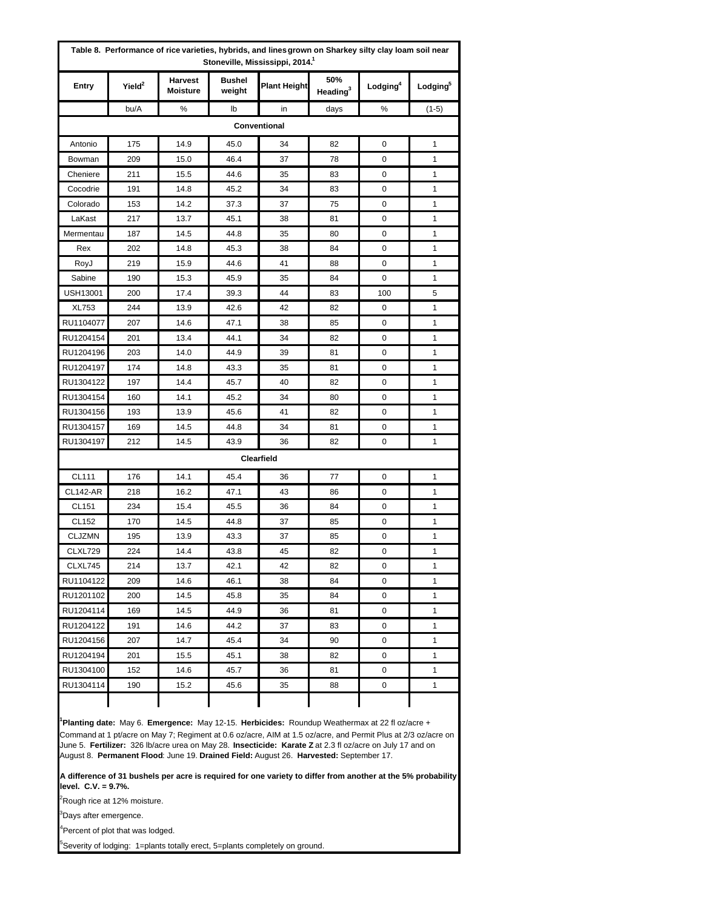**Table 8. Performance of rice varieties, hybrids, and lines grown on Sharkey silty clay loam soil near Stoneville, Mississippi, 2014.[1]**

| Entry | Yield[2] | Harvest Moisture | Bushel weight | Plant Height | 50% Heading[3] | Lodging[4] | Lodging[5] |
|---|---|---|---|---|---|---|---|
| | bu/A | % | lb | in | days | % | (1-5) |
| **Conventional** | | | | | | | |
| Antonio | 175 | 14.9 | 45.0 | 34 | 82 | 0 | 1 |
| Bowman | 209 | 15.0 | 46.4 | 37 | 78 | 0 | 1 |
| Cheniere | 211 | 15.5 | 44.6 | 35 | 83 | 0 | 1 |
| Cocodrie | 191 | 14.8 | 45.2 | 34 | 83 | 0 | 1 |
| Colorado | 153 | 14.2 | 37.3 | 37 | 75 | 0 | 1 |
| LaKast | 217 | 13.7 | 45.1 | 38 | 81 | 0 | 1 |
| Mermentau | 187 | 14.5 | 44.8 | 35 | 80 | 0 | 1 |
| Rex | 202 | 14.8 | 45.3 | 38 | 84 | 0 | 1 |
| RoyJ | 219 | 15.9 | 44.6 | 41 | 88 | 0 | 1 |
| Sabine | 190 | 15.3 | 45.9 | 35 | 84 | 0 | 1 |
| USH13001 | 200 | 17.4 | 39.3 | 44 | 83 | 100 | 5 |
| XL753 | 244 | 13.9 | 42.6 | 42 | 82 | 0 | 1 |
| RU1104077 | 207 | 14.6 | 47.1 | 38 | 85 | 0 | 1 |
| RU1204154 | 201 | 13.4 | 44.1 | 34 | 82 | 0 | 1 |
| RU1204196 | 203 | 14.0 | 44.9 | 39 | 81 | 0 | 1 |
| RU1204197 | 174 | 14.8 | 43.3 | 35 | 81 | 0 | 1 |
| RU1304122 | 197 | 14.4 | 45.7 | 40 | 82 | 0 | 1 |
| RU1304154 | 160 | 14.1 | 45.2 | 34 | 80 | 0 | 1 |
| RU1304156 | 193 | 13.9 | 45.6 | 41 | 82 | 0 | 1 |
| RU1304157 | 169 | 14.5 | 44.8 | 34 | 81 | 0 | 1 |
| RU1304197 | 212 | 14.5 | 43.9 | 36 | 82 | 0 | 1 |
| **Clearfield** | | | | | | | |
| CL111 | 176 | 14.1 | 45.4 | 36 | 77 | 0 | 1 |
| CL142-AR | 218 | 16.2 | 47.1 | 43 | 86 | 0 | 1 |
| CL151 | 234 | 15.4 | 45.5 | 36 | 84 | 0 | 1 |
| CL152 | 170 | 14.5 | 44.8 | 37 | 85 | 0 | 1 |
| CLJZMN | 195 | 13.9 | 43.3 | 37 | 85 | 0 | 1 |
| CLXL729 | 224 | 14.4 | 43.8 | 45 | 82 | 0 | 1 |
| CLXL745 | 214 | 13.7 | 42.1 | 42 | 82 | 0 | 1 |
| RU1104122 | 209 | 14.6 | 46.1 | 38 | 84 | 0 | 1 |
| RU1201102 | 200 | 14.5 | 45.8 | 35 | 84 | 0 | 1 |
| RU1204114 | 169 | 14.5 | 44.9 | 36 | 81 | 0 | 1 |
| RU1204122 | 191 | 14.6 | 44.2 | 37 | 83 | 0 | 1 |
| RU1204156 | 207 | 14.7 | 45.4 | 34 | 90 | 0 | 1 |
| RU1204194 | 201 | 15.5 | 45.1 | 38 | 82 | 0 | 1 |
| RU1304100 | 152 | 14.6 | 45.7 | 36 | 81 | 0 | 1 |
| RU1304114 | 190 | 15.2 | 45.6 | 35 | 88 | 0 | 1 |

[1]**Planting date:** May 6. **Emergence:** May 12-15. **Herbicides:** Roundup Weathermax at 22 fl oz/acre + Command at 1 pt/acre on May 7; Regiment at 0.6 oz/acre, AIM at 1.5 oz/acre, and Permit Plus at 2/3 oz/acre on June 5. **Fertilizer:** 326 lb/acre urea on May 28. **Insecticide: Karate Z** at 2.3 fl oz/acre on July 17 and on August 8. **Permanent Flood**: June 19. **Drained Field:** August 26. **Harvested:** September 17.

**A difference of 31 bushels per acre is required for one variety to differ from another at the 5% probability level. C.V. = 9.7%.**

[2]Rough rice at 12% moisture.

[3]Days after emergence.

[4]Percent of plot that was lodged.

[5]Severity of lodging: 1=plants totally erect, 5=plants completely on ground.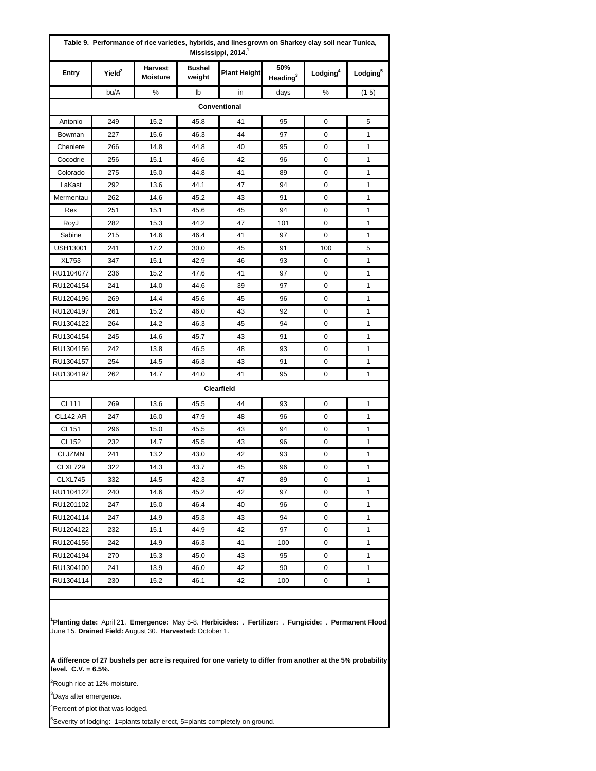**Table 9. Performance of rice varieties, hybrids, and lines grown on Sharkey clay soil near Tunica, Mississippi, 2014.[1]**

| Entry | Yield[2] | Harvest Moisture | Bushel weight | Plant Height | 50% Heading[3] | Lodging[4] | Lodging[5] |
|---|---|---|---|---|---|---|---|
| | bu/A | % | lb | in | days | % | (1-5) |
| **Conventional** | | | | | | | |
| Antonio | 249 | 15.2 | 45.8 | 41 | 95 | 0 | 5 |
| Bowman | 227 | 15.6 | 46.3 | 44 | 97 | 0 | 1 |
| Cheniere | 266 | 14.8 | 44.8 | 40 | 95 | 0 | 1 |
| Cocodrie | 256 | 15.1 | 46.6 | 42 | 96 | 0 | 1 |
| Colorado | 275 | 15.0 | 44.8 | 41 | 89 | 0 | 1 |
| LaKast | 292 | 13.6 | 44.1 | 47 | 94 | 0 | 1 |
| Mermentau | 262 | 14.6 | 45.2 | 43 | 91 | 0 | 1 |
| Rex | 251 | 15.1 | 45.6 | 45 | 94 | 0 | 1 |
| RoyJ | 282 | 15.3 | 44.2 | 47 | 101 | 0 | 1 |
| Sabine | 215 | 14.6 | 46.4 | 41 | 97 | 0 | 1 |
| USH13001 | 241 | 17.2 | 30.0 | 45 | 91 | 100 | 5 |
| XL753 | 347 | 15.1 | 42.9 | 46 | 93 | 0 | 1 |
| RU1104077 | 236 | 15.2 | 47.6 | 41 | 97 | 0 | 1 |
| RU1204154 | 241 | 14.0 | 44.6 | 39 | 97 | 0 | 1 |
| RU1204196 | 269 | 14.4 | 45.6 | 45 | 96 | 0 | 1 |
| RU1204197 | 261 | 15.2 | 46.0 | 43 | 92 | 0 | 1 |
| RU1304122 | 264 | 14.2 | 46.3 | 45 | 94 | 0 | 1 |
| RU1304154 | 245 | 14.6 | 45.7 | 43 | 91 | 0 | 1 |
| RU1304156 | 242 | 13.8 | 46.5 | 48 | 93 | 0 | 1 |
| RU1304157 | 254 | 14.5 | 46.3 | 43 | 91 | 0 | 1 |
| RU1304197 | 262 | 14.7 | 44.0 | 41 | 95 | 0 | 1 |
| **Clearfield** | | | | | | | |
| CL111 | 269 | 13.6 | 45.5 | 44 | 93 | 0 | 1 |
| CL142-AR | 247 | 16.0 | 47.9 | 48 | 96 | 0 | 1 |
| CL151 | 296 | 15.0 | 45.5 | 43 | 94 | 0 | 1 |
| CL152 | 232 | 14.7 | 45.5 | 43 | 96 | 0 | 1 |
| CLJZMN | 241 | 13.2 | 43.0 | 42 | 93 | 0 | 1 |
| CLXL729 | 322 | 14.3 | 43.7 | 45 | 96 | 0 | 1 |
| CLXL745 | 332 | 14.5 | 42.3 | 47 | 89 | 0 | 1 |
| RU1104122 | 240 | 14.6 | 45.2 | 42 | 97 | 0 | 1 |
| RU1201102 | 247 | 15.0 | 46.4 | 40 | 96 | 0 | 1 |
| RU1204114 | 247 | 14.9 | 45.3 | 43 | 94 | 0 | 1 |
| RU1204122 | 232 | 15.1 | 44.9 | 42 | 97 | 0 | 1 |
| RU1204156 | 242 | 14.9 | 46.3 | 41 | 100 | 0 | 1 |
| RU1204194 | 270 | 15.3 | 45.0 | 43 | 95 | 0 | 1 |
| RU1304100 | 241 | 13.9 | 46.0 | 42 | 90 | 0 | 1 |
| RU1304114 | 230 | 15.2 | 46.1 | 42 | 100 | 0 | 1 |

[1]**Planting date:** April 21. **Emergence:** May 5-8. **Herbicides:** . **Fertilizer:** . **Fungicide:** . **Permanent Flood**: June 15. **Drained Field:** August 30. **Harvested:** October 1.

**A difference of 27 bushels per acre is required for one variety to differ from another at the 5% probability level. C.V. = 6.5%.**

[2]Rough rice at 12% moisture.

[3]Days after emergence.

[4]Percent of plot that was lodged.

[5]Severity of lodging: 1=plants totally erect, 5=plants completely on ground.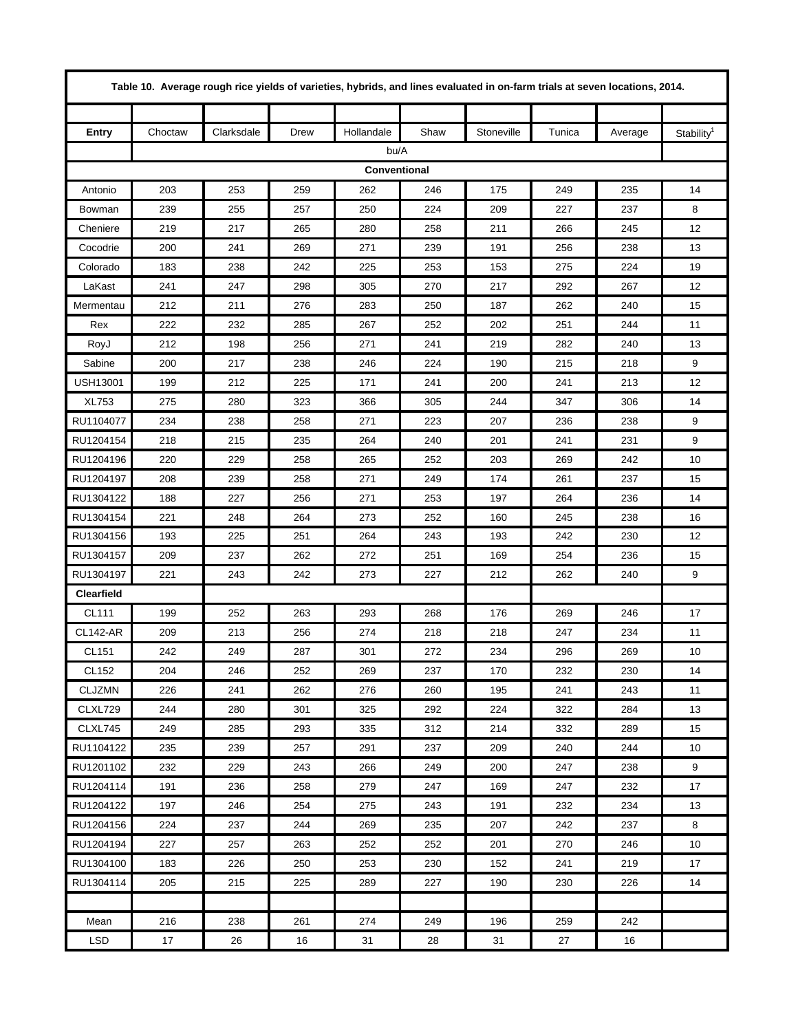**Table 10. Average rough rice yields of varieties, hybrids, and lines evaluated in on-farm trials at seven locations, 2014.**

| Entry | Choctaw | Clarksdale | Drew | Hollandale | Shaw | Stoneville | Tunica | Average | Stability[1] |
|---|---|---|---|---|---|---|---|---|---|
| | bu/A | | | | | | | | |
| **Conventional** | | | | | | | | | |
| Antonio | 203 | 253 | 259 | 262 | 246 | 175 | 249 | 235 | 14 |
| Bowman | 239 | 255 | 257 | 250 | 224 | 209 | 227 | 237 | 8 |
| Cheniere | 219 | 217 | 265 | 280 | 258 | 211 | 266 | 245 | 12 |
| Cocodrie | 200 | 241 | 269 | 271 | 239 | 191 | 256 | 238 | 13 |
| Colorado | 183 | 238 | 242 | 225 | 253 | 153 | 275 | 224 | 19 |
| LaKast | 241 | 247 | 298 | 305 | 270 | 217 | 292 | 267 | 12 |
| Mermentau | 212 | 211 | 276 | 283 | 250 | 187 | 262 | 240 | 15 |
| Rex | 222 | 232 | 285 | 267 | 252 | 202 | 251 | 244 | 11 |
| RoyJ | 212 | 198 | 256 | 271 | 241 | 219 | 282 | 240 | 13 |
| Sabine | 200 | 217 | 238 | 246 | 224 | 190 | 215 | 218 | 9 |
| USH13001 | 199 | 212 | 225 | 171 | 241 | 200 | 241 | 213 | 12 |
| XL753 | 275 | 280 | 323 | 366 | 305 | 244 | 347 | 306 | 14 |
| RU1104077 | 234 | 238 | 258 | 271 | 223 | 207 | 236 | 238 | 9 |
| RU1204154 | 218 | 215 | 235 | 264 | 240 | 201 | 241 | 231 | 9 |
| RU1204196 | 220 | 229 | 258 | 265 | 252 | 203 | 269 | 242 | 10 |
| RU1204197 | 208 | 239 | 258 | 271 | 249 | 174 | 261 | 237 | 15 |
| RU1304122 | 188 | 227 | 256 | 271 | 253 | 197 | 264 | 236 | 14 |
| RU1304154 | 221 | 248 | 264 | 273 | 252 | 160 | 245 | 238 | 16 |
| RU1304156 | 193 | 225 | 251 | 264 | 243 | 193 | 242 | 230 | 12 |
| RU1304157 | 209 | 237 | 262 | 272 | 251 | 169 | 254 | 236 | 15 |
| RU1304197 | 221 | 243 | 242 | 273 | 227 | 212 | 262 | 240 | 9 |
| **Clearfield** | | | | | | | | | |
| CL111 | 199 | 252 | 263 | 293 | 268 | 176 | 269 | 246 | 17 |
| CL142-AR | 209 | 213 | 256 | 274 | 218 | 218 | 247 | 234 | 11 |
| CL151 | 242 | 249 | 287 | 301 | 272 | 234 | 296 | 269 | 10 |
| CL152 | 204 | 246 | 252 | 269 | 237 | 170 | 232 | 230 | 14 |
| CLJZMN | 226 | 241 | 262 | 276 | 260 | 195 | 241 | 243 | 11 |
| CLXL729 | 244 | 280 | 301 | 325 | 292 | 224 | 322 | 284 | 13 |
| CLXL745 | 249 | 285 | 293 | 335 | 312 | 214 | 332 | 289 | 15 |
| RU1104122 | 235 | 239 | 257 | 291 | 237 | 209 | 240 | 244 | 10 |
| RU1201102 | 232 | 229 | 243 | 266 | 249 | 200 | 247 | 238 | 9 |
| RU1204114 | 191 | 236 | 258 | 279 | 247 | 169 | 247 | 232 | 17 |
| RU1204122 | 197 | 246 | 254 | 275 | 243 | 191 | 232 | 234 | 13 |
| RU1204156 | 224 | 237 | 244 | 269 | 235 | 207 | 242 | 237 | 8 |
| RU1204194 | 227 | 257 | 263 | 252 | 252 | 201 | 270 | 246 | 10 |
| RU1304100 | 183 | 226 | 250 | 253 | 230 | 152 | 241 | 219 | 17 |
| RU1304114 | 205 | 215 | 225 | 289 | 227 | 190 | 230 | 226 | 14 |
| | | | | | | | | | |
| Mean | 216 | 238 | 261 | 274 | 249 | 196 | 259 | 242 | |
| LSD | 17 | 26 | 16 | 31 | 28 | 31 | 27 | 16 | |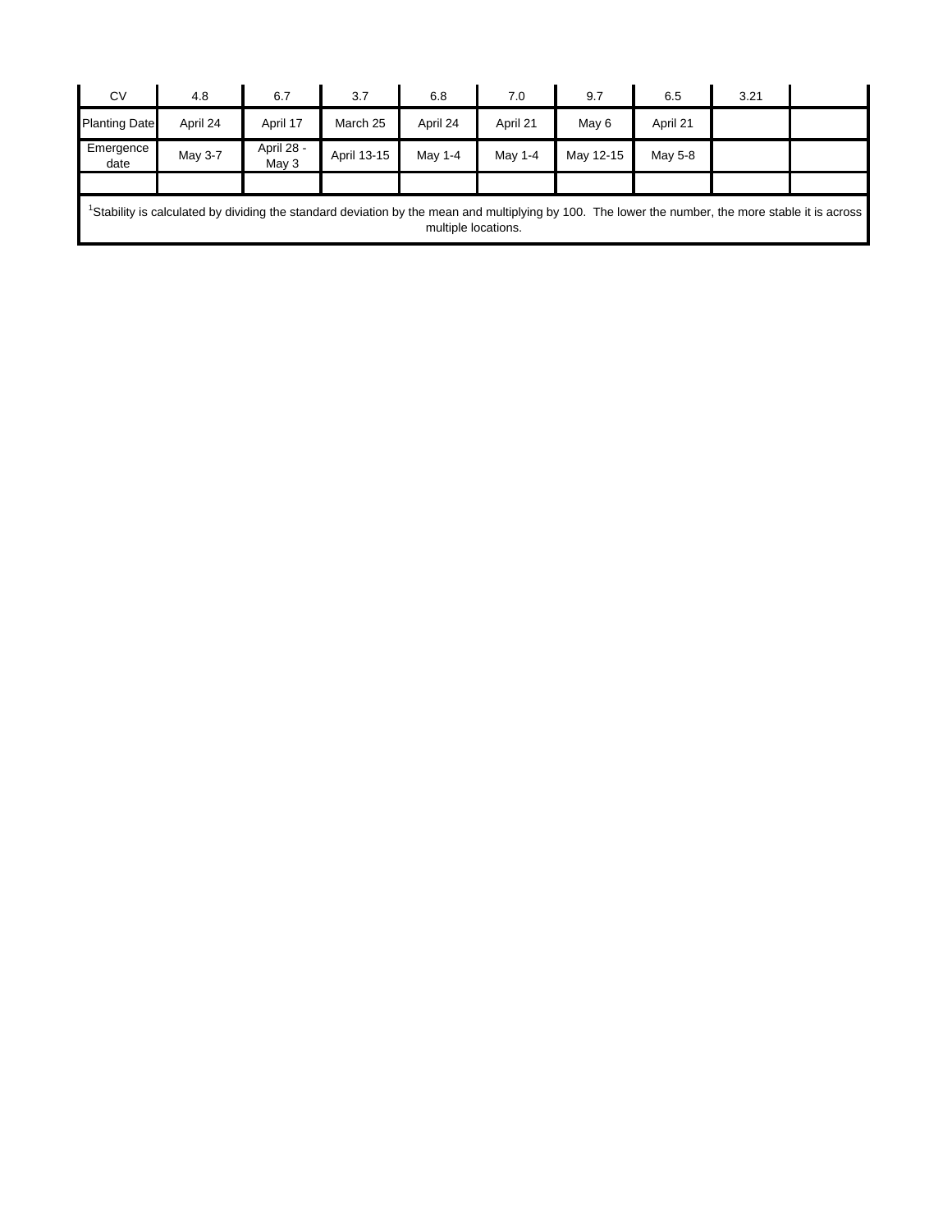| CV | 4.8 | 6.7 | 3.7 | 6.8 | 7.0 | 9.7 | 6.5 | 3.21 | |
|---|---|---|---|---|---|---|---|---|---|
| Planting Date | April 24 | April 17 | March 25 | April 24 | April 21 | May 6 | April 21 | | |
| Emergence date | May 3-7 | April 28 - May 3 | April 13-15 | May 1-4 | May 1-4 | May 12-15 | May 5-8 | | |
| | | | | | | | | | |

[1]Stability is calculated by dividing the standard deviation by the mean and multiplying by 100. The lower the number, the more stable it is across multiple locations.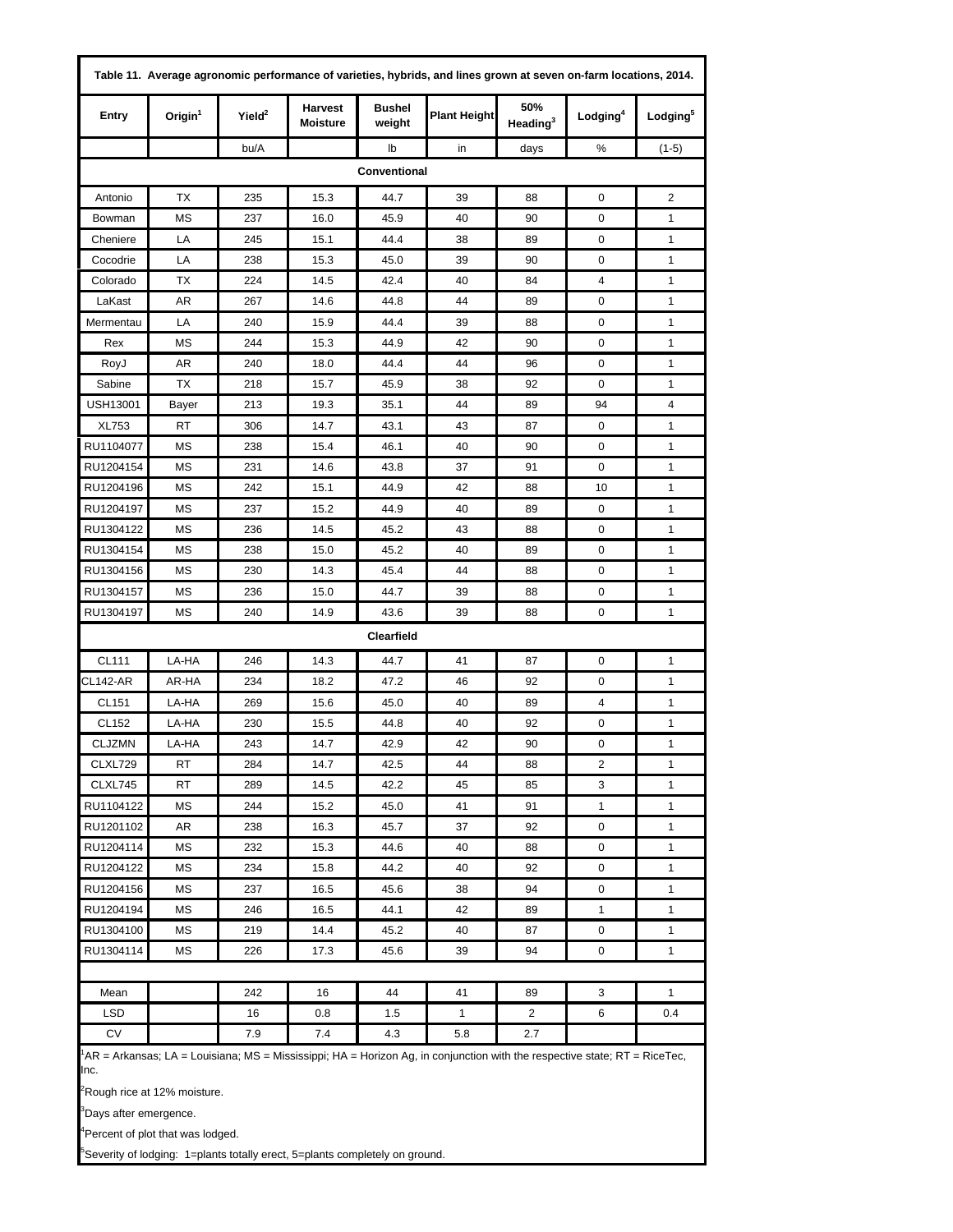**Table 11. Average agronomic performance of varieties, hybrids, and lines grown at seven on-farm locations, 2014.**

| Entry | Origin[1] | Yield[2] | Harvest Moisture | Bushel weight | Plant Height | 50% Heading[3] | Lodging[4] | Lodging[5] |
|---|---|---|---|---|---|---|---|---|
| | | bu/A | | lb | in | days | % | (1-5) |
| **Conventional** | | | | | | | | |
| Antonio | TX | 235 | 15.3 | 44.7 | 39 | 88 | 0 | 2 |
| Bowman | MS | 237 | 16.0 | 45.9 | 40 | 90 | 0 | 1 |
| Cheniere | LA | 245 | 15.1 | 44.4 | 38 | 89 | 0 | 1 |
| Cocodrie | LA | 238 | 15.3 | 45.0 | 39 | 90 | 0 | 1 |
| Colorado | TX | 224 | 14.5 | 42.4 | 40 | 84 | 4 | 1 |
| LaKast | AR | 267 | 14.6 | 44.8 | 44 | 89 | 0 | 1 |
| Mermentau | LA | 240 | 15.9 | 44.4 | 39 | 88 | 0 | 1 |
| Rex | MS | 244 | 15.3 | 44.9 | 42 | 90 | 0 | 1 |
| RoyJ | AR | 240 | 18.0 | 44.4 | 44 | 96 | 0 | 1 |
| Sabine | TX | 218 | 15.7 | 45.9 | 38 | 92 | 0 | 1 |
| USH13001 | Bayer | 213 | 19.3 | 35.1 | 44 | 89 | 94 | 4 |
| XL753 | RT | 306 | 14.7 | 43.1 | 43 | 87 | 0 | 1 |
| RU1104077 | MS | 238 | 15.4 | 46.1 | 40 | 90 | 0 | 1 |
| RU1204154 | MS | 231 | 14.6 | 43.8 | 37 | 91 | 0 | 1 |
| RU1204196 | MS | 242 | 15.1 | 44.9 | 42 | 88 | 10 | 1 |
| RU1204197 | MS | 237 | 15.2 | 44.9 | 40 | 89 | 0 | 1 |
| RU1304122 | MS | 236 | 14.5 | 45.2 | 43 | 88 | 0 | 1 |
| RU1304154 | MS | 238 | 15.0 | 45.2 | 40 | 89 | 0 | 1 |
| RU1304156 | MS | 230 | 14.3 | 45.4 | 44 | 88 | 0 | 1 |
| RU1304157 | MS | 236 | 15.0 | 44.7 | 39 | 88 | 0 | 1 |
| RU1304197 | MS | 240 | 14.9 | 43.6 | 39 | 88 | 0 | 1 |
| **Clearfield** | | | | | | | | |
| CL111 | LA-HA | 246 | 14.3 | 44.7 | 41 | 87 | 0 | 1 |
| CL142-AR | AR-HA | 234 | 18.2 | 47.2 | 46 | 92 | 0 | 1 |
| CL151 | LA-HA | 269 | 15.6 | 45.0 | 40 | 89 | 4 | 1 |
| CL152 | LA-HA | 230 | 15.5 | 44.8 | 40 | 92 | 0 | 1 |
| CLJZMN | LA-HA | 243 | 14.7 | 42.9 | 42 | 90 | 0 | 1 |
| CLXL729 | RT | 284 | 14.7 | 42.5 | 44 | 88 | 2 | 1 |
| CLXL745 | RT | 289 | 14.5 | 42.2 | 45 | 85 | 3 | 1 |
| RU1104122 | MS | 244 | 15.2 | 45.0 | 41 | 91 | 1 | 1 |
| RU1201102 | AR | 238 | 16.3 | 45.7 | 37 | 92 | 0 | 1 |
| RU1204114 | MS | 232 | 15.3 | 44.6 | 40 | 88 | 0 | 1 |
| RU1204122 | MS | 234 | 15.8 | 44.2 | 40 | 92 | 0 | 1 |
| RU1204156 | MS | 237 | 16.5 | 45.6 | 38 | 94 | 0 | 1 |
| RU1204194 | MS | 246 | 16.5 | 44.1 | 42 | 89 | 1 | 1 |
| RU1304100 | MS | 219 | 14.4 | 45.2 | 40 | 87 | 0 | 1 |
| RU1304114 | MS | 226 | 17.3 | 45.6 | 39 | 94 | 0 | 1 |
| | | | | | | | | |
| Mean | | 242 | 16 | 44 | 41 | 89 | 3 | 1 |
| LSD | | 16 | 0.8 | 1.5 | 1 | 2 | 6 | 0.4 |
| CV | | 7.9 | 7.4 | 4.3 | 5.8 | 2.7 | | |

[1]AR = Arkansas; LA = Louisiana; MS = Mississippi; HA = Horizon Ag, in conjunction with the respective state; RT = RiceTec, Inc.

[2]Rough rice at 12% moisture.

[3]Days after emergence.

[4]Percent of plot that was lodged.

[5]Severity of lodging: 1=plants totally erect, 5=plants completely on ground.